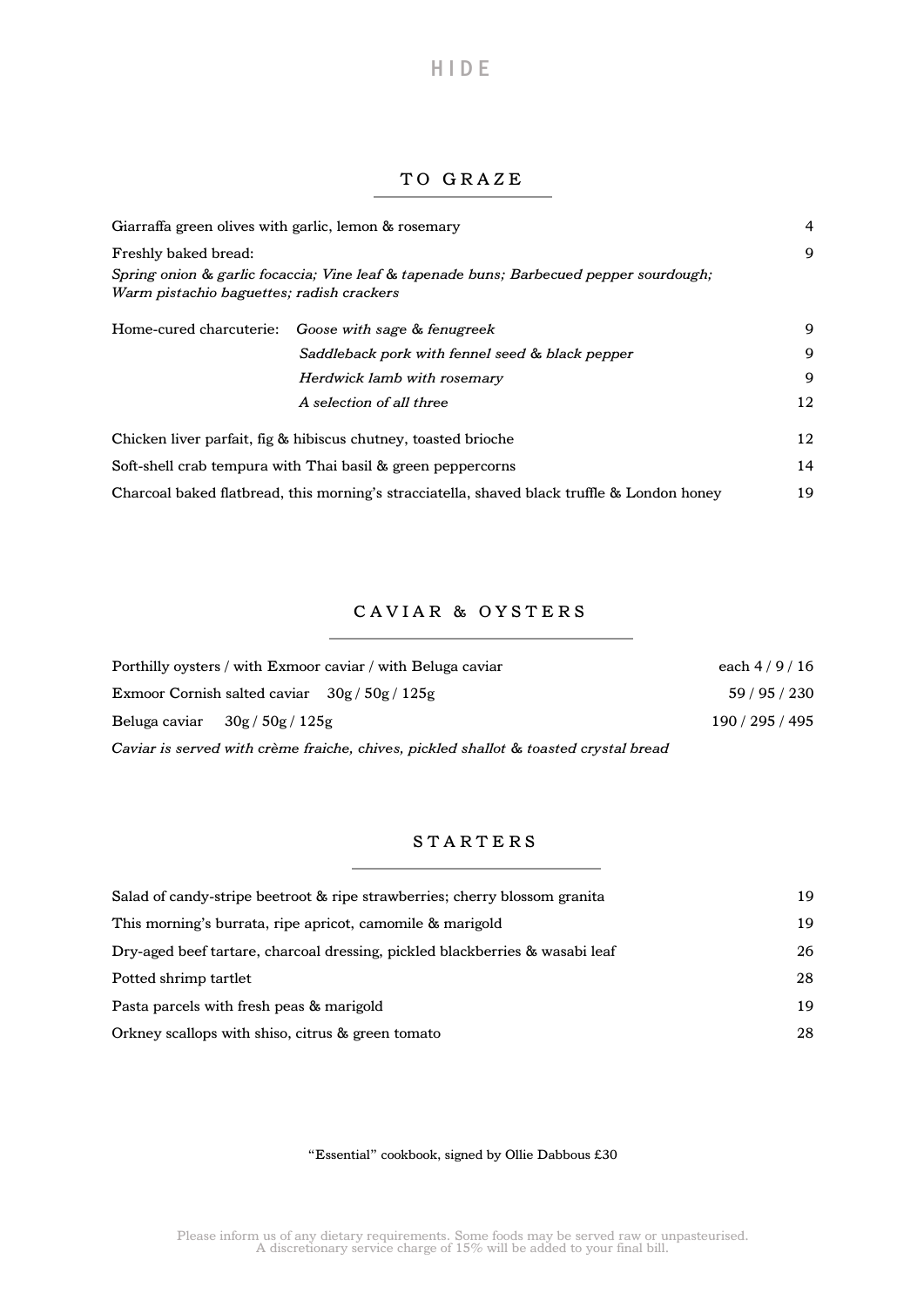# HIDE

## TO GRAZE

| | |
|---|---|
| Giarraffa green olives with garlic, lemon & rosemary | 4 |
| Freshly baked bread: *Spring onion & garlic focaccia; Vine leaf & tapenade buns; Barbecued pepper sourdough; Warm pistachio baguettes; radish crackers* | 9 |
| Home-cured charcuterie: *Goose with sage & fenugreek* | 9 |
| *Saddleback pork with fennel seed & black pepper* | 9 |
| *Herdwick lamb with rosemary* | 9 |
| *A selection of all three* | 12 |
| Chicken liver parfait, fig & hibiscus chutney, toasted brioche | 12 |
| Soft-shell crab tempura with Thai basil & green peppercorns | 14 |
| Charcoal baked flatbread, this morning's stracciatella, shaved black truffle & London honey | 19 |

## CAVIAR & OYSTERS

| | |
|---|---|
| Porthilly oysters / with Exmoor caviar / with Beluga caviar | each 4 / 9 / 16 |
| Exmoor Cornish salted caviar 30g / 50g / 125g | 59 / 95 / 230 |
| Beluga caviar 30g / 50g / 125g | 190 / 295 / 495 |

*Caviar is served with crème fraiche, chives, pickled shallot & toasted crystal bread*

## STARTERS

| | |
|---|---|
| Salad of candy-stripe beetroot & ripe strawberries; cherry blossom granita | 19 |
| This morning's burrata, ripe apricot, camomile & marigold | 19 |
| Dry-aged beef tartare, charcoal dressing, pickled blackberries & wasabi leaf | 26 |
| Potted shrimp tartlet | 28 |
| Pasta parcels with fresh peas & marigold | 19 |
| Orkney scallops with shiso, citrus & green tomato | 28 |

"Essential" cookbook, signed by Ollie Dabbous £30

Please inform us of any dietary requirements. Some foods may be served raw or unpasteurised.
A discretionary service charge of 15% will be added to your final bill.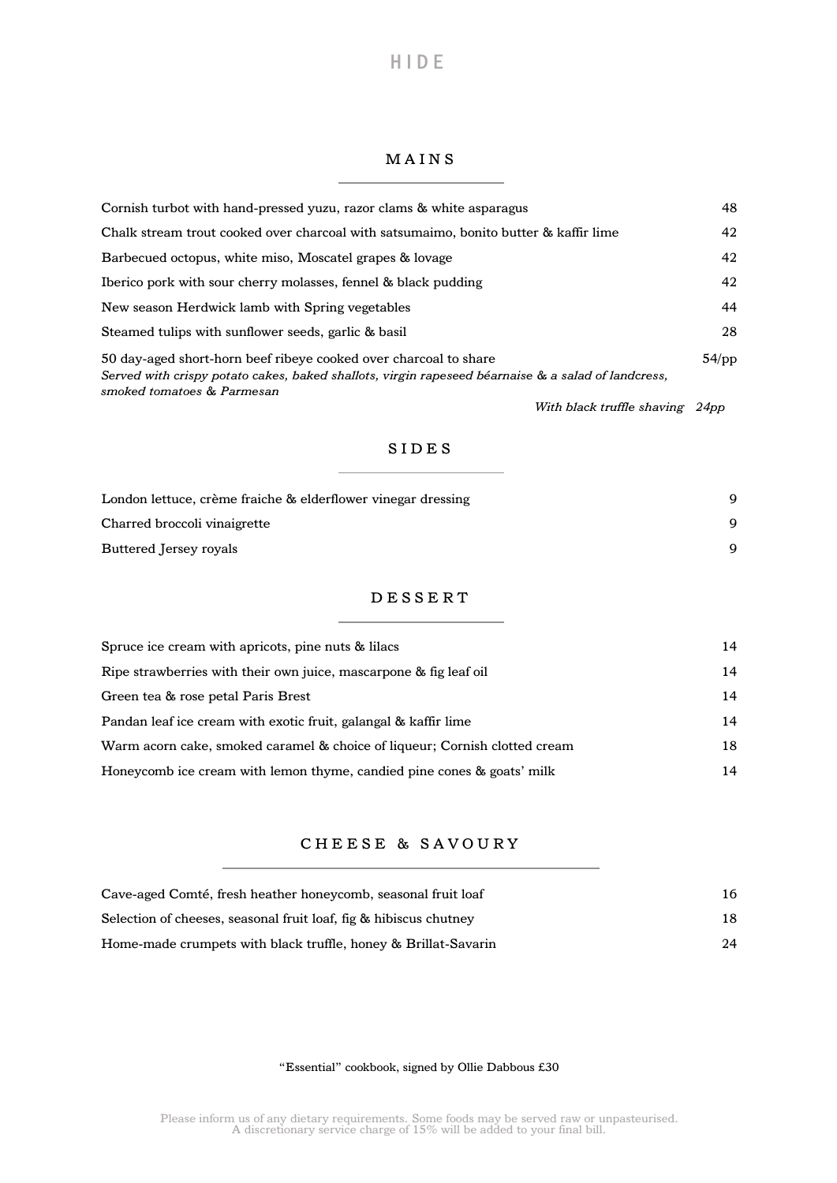# HIDE

## MAINS

| | |
|---|---|
| Cornish turbot with hand-pressed yuzu, razor clams & white asparagus | 48 |
| Chalk stream trout cooked over charcoal with satsumaimo, bonito butter & kaffir lime | 42 |
| Barbecued octopus, white miso, Moscatel grapes & lovage | 42 |
| Iberico pork with sour cherry molasses, fennel & black pudding | 42 |
| New season Herdwick lamb with Spring vegetables | 44 |
| Steamed tulips with sunflower seeds, garlic & basil | 28 |
| 50 day-aged short-horn beef ribeye cooked over charcoal to share<br>*Served with crispy potato cakes, baked shallots, virgin rapeseed béarnaise & a salad of landcress, smoked tomatoes & Parmesan* | 54/pp |
| *With black truffle shaving* | *24pp* |

## SIDES

| | |
|---|---|
| London lettuce, crème fraiche & elderflower vinegar dressing | 9 |
| Charred broccoli vinaigrette | 9 |
| Buttered Jersey royals | 9 |

## DESSERT

| | |
|---|---|
| Spruce ice cream with apricots, pine nuts & lilacs | 14 |
| Ripe strawberries with their own juice, mascarpone & fig leaf oil | 14 |
| Green tea & rose petal Paris Brest | 14 |
| Pandan leaf ice cream with exotic fruit, galangal & kaffir lime | 14 |
| Warm acorn cake, smoked caramel & choice of liqueur; Cornish clotted cream | 18 |
| Honeycomb ice cream with lemon thyme, candied pine cones & goats' milk | 14 |

## CHEESE & SAVOURY

| | |
|---|---|
| Cave-aged Comté, fresh heather honeycomb, seasonal fruit loaf | 16 |
| Selection of cheeses, seasonal fruit loaf, fig & hibiscus chutney | 18 |
| Home-made crumpets with black truffle, honey & Brillat-Savarin | 24 |

"Essential" cookbook, signed by Ollie Dabbous £30

Please inform us of any dietary requirements. Some foods may be served raw or unpasteurised.
A discretionary service charge of 15% will be added to your final bill.